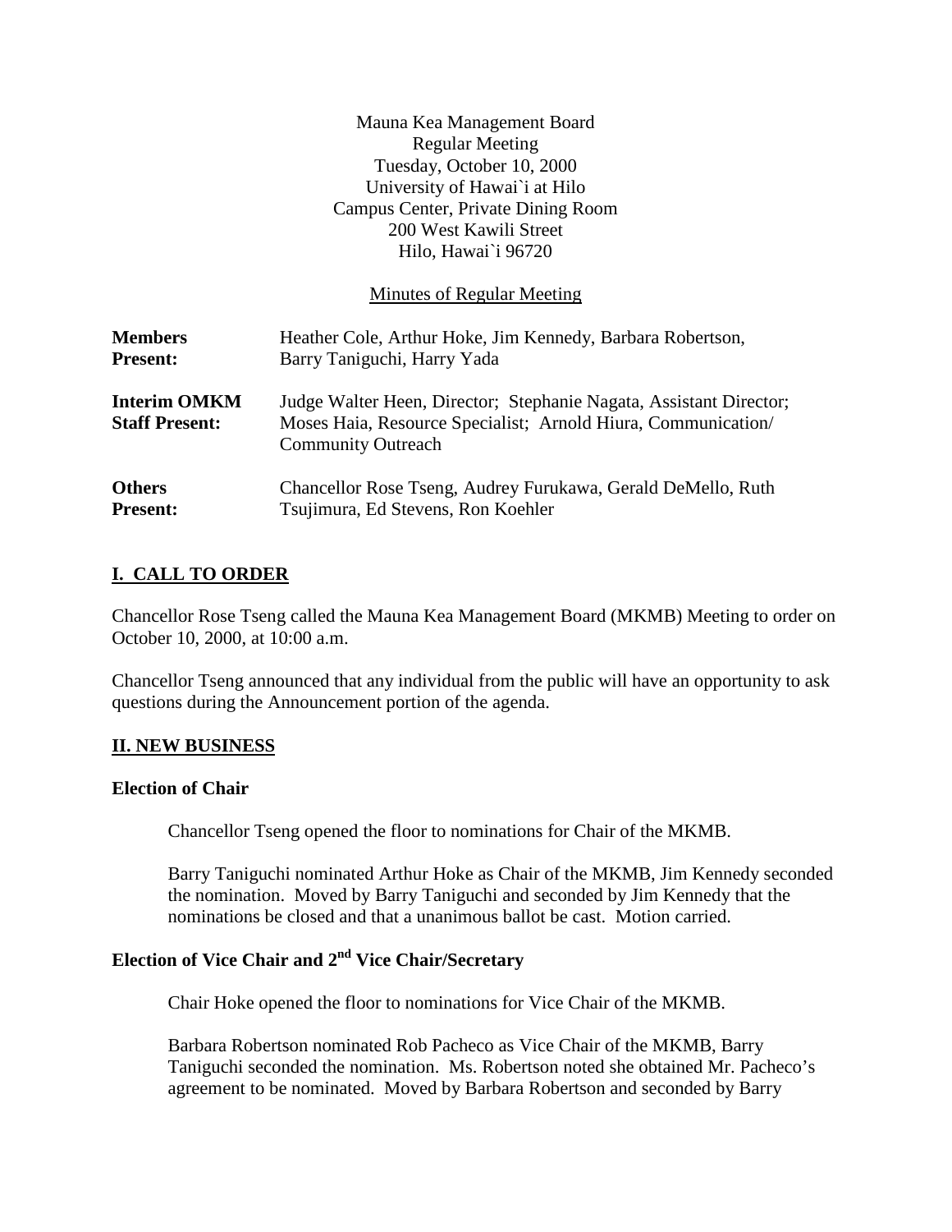Mauna Kea Management Board
Regular Meeting
Tuesday, October 10, 2000
University of Hawai`i at Hilo
Campus Center, Private Dining Room
200 West Kawili Street
Hilo, Hawai`i 96720

Minutes of Regular Meeting

| | |
|---|---|
| **Members Present:** | Heather Cole, Arthur Hoke, Jim Kennedy, Barbara Robertson, Barry Taniguchi, Harry Yada |
| **Interim OMKM Staff Present:** | Judge Walter Heen, Director; Stephanie Nagata, Assistant Director; Moses Haia, Resource Specialist; Arnold Hiura, Communication/ Community Outreach |
| **Others Present:** | Chancellor Rose Tseng, Audrey Furukawa, Gerald DeMello, Ruth Tsujimura, Ed Stevens, Ron Koehler |

## I. CALL TO ORDER

Chancellor Rose Tseng called the Mauna Kea Management Board (MKMB) Meeting to order on October 10, 2000, at 10:00 a.m.

Chancellor Tseng announced that any individual from the public will have an opportunity to ask questions during the Announcement portion of the agenda.

## II. NEW BUSINESS

### Election of Chair

Chancellor Tseng opened the floor to nominations for Chair of the MKMB.

Barry Taniguchi nominated Arthur Hoke as Chair of the MKMB, Jim Kennedy seconded the nomination. Moved by Barry Taniguchi and seconded by Jim Kennedy that the nominations be closed and that a unanimous ballot be cast. Motion carried.

### Election of Vice Chair and 2nd Vice Chair/Secretary

Chair Hoke opened the floor to nominations for Vice Chair of the MKMB.

Barbara Robertson nominated Rob Pacheco as Vice Chair of the MKMB, Barry Taniguchi seconded the nomination. Ms. Robertson noted she obtained Mr. Pacheco's agreement to be nominated. Moved by Barbara Robertson and seconded by Barry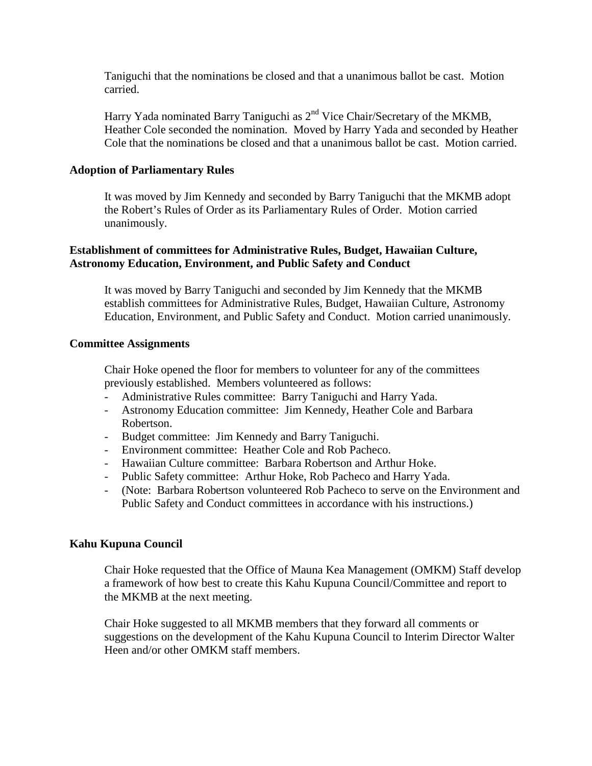Taniguchi that the nominations be closed and that a unanimous ballot be cast. Motion carried.

Harry Yada nominated Barry Taniguchi as 2nd Vice Chair/Secretary of the MKMB, Heather Cole seconded the nomination. Moved by Harry Yada and seconded by Heather Cole that the nominations be closed and that a unanimous ballot be cast. Motion carried.

**Adoption of Parliamentary Rules**

It was moved by Jim Kennedy and seconded by Barry Taniguchi that the MKMB adopt the Robert's Rules of Order as its Parliamentary Rules of Order. Motion carried unanimously.

**Establishment of committees for Administrative Rules, Budget, Hawaiian Culture, Astronomy Education, Environment, and Public Safety and Conduct**

It was moved by Barry Taniguchi and seconded by Jim Kennedy that the MKMB establish committees for Administrative Rules, Budget, Hawaiian Culture, Astronomy Education, Environment, and Public Safety and Conduct. Motion carried unanimously.

**Committee Assignments**

Chair Hoke opened the floor for members to volunteer for any of the committees previously established. Members volunteered as follows:

- Administrative Rules committee: Barry Taniguchi and Harry Yada.
- Astronomy Education committee: Jim Kennedy, Heather Cole and Barbara Robertson.
- Budget committee: Jim Kennedy and Barry Taniguchi.
- Environment committee: Heather Cole and Rob Pacheco.
- Hawaiian Culture committee: Barbara Robertson and Arthur Hoke.
- Public Safety committee: Arthur Hoke, Rob Pacheco and Harry Yada.
- (Note: Barbara Robertson volunteered Rob Pacheco to serve on the Environment and Public Safety and Conduct committees in accordance with his instructions.)

**Kahu Kupuna Council**

Chair Hoke requested that the Office of Mauna Kea Management (OMKM) Staff develop a framework of how best to create this Kahu Kupuna Council/Committee and report to the MKMB at the next meeting.

Chair Hoke suggested to all MKMB members that they forward all comments or suggestions on the development of the Kahu Kupuna Council to Interim Director Walter Heen and/or other OMKM staff members.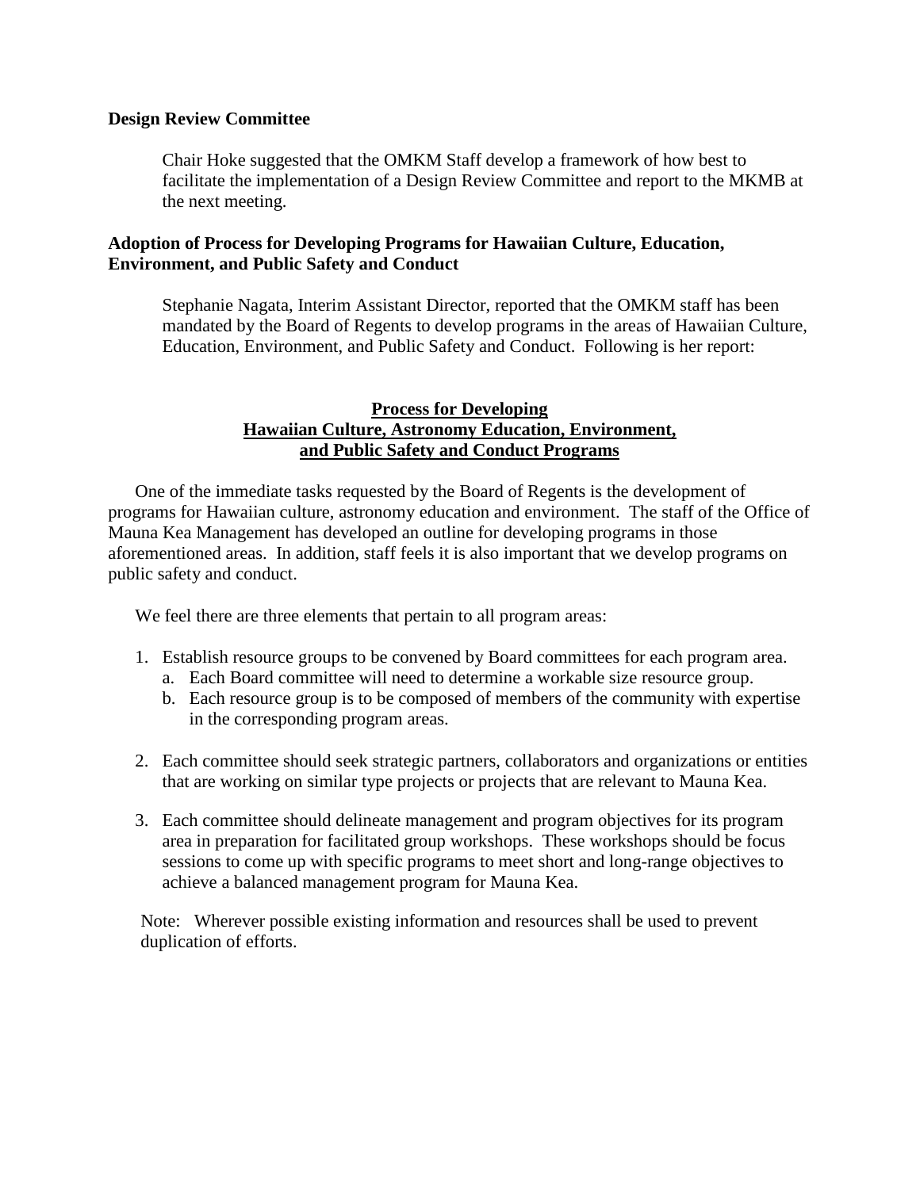**Design Review Committee**

Chair Hoke suggested that the OMKM Staff develop a framework of how best to facilitate the implementation of a Design Review Committee and report to the MKMB at the next meeting.

**Adoption of Process for Developing Programs for Hawaiian Culture, Education, Environment, and Public Safety and Conduct**

Stephanie Nagata, Interim Assistant Director, reported that the OMKM staff has been mandated by the Board of Regents to develop programs in the areas of Hawaiian Culture, Education, Environment, and Public Safety and Conduct. Following is her report:

**Process for Developing**
**Hawaiian Culture, Astronomy Education, Environment,**
**and Public Safety and Conduct Programs**

One of the immediate tasks requested by the Board of Regents is the development of programs for Hawaiian culture, astronomy education and environment. The staff of the Office of Mauna Kea Management has developed an outline for developing programs in those aforementioned areas. In addition, staff feels it is also important that we develop programs on public safety and conduct.

We feel there are three elements that pertain to all program areas:

1. Establish resource groups to be convened by Board committees for each program area.
   a. Each Board committee will need to determine a workable size resource group.
   b. Each resource group is to be composed of members of the community with expertise in the corresponding program areas.

2. Each committee should seek strategic partners, collaborators and organizations or entities that are working on similar type projects or projects that are relevant to Mauna Kea.

3. Each committee should delineate management and program objectives for its program area in preparation for facilitated group workshops. These workshops should be focus sessions to come up with specific programs to meet short and long-range objectives to achieve a balanced management program for Mauna Kea.

Note: Wherever possible existing information and resources shall be used to prevent duplication of efforts.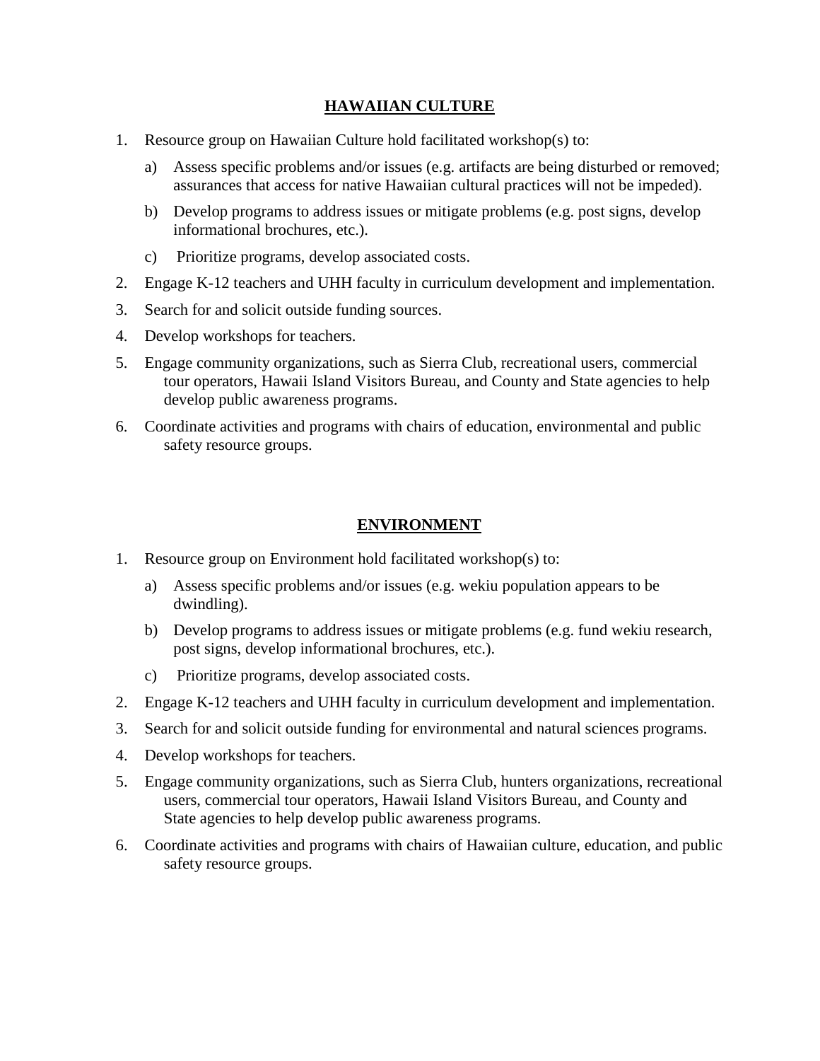## HAWAIIAN CULTURE

1. Resource group on Hawaiian Culture hold facilitated workshop(s) to:
   a) Assess specific problems and/or issues (e.g. artifacts are being disturbed or removed; assurances that access for native Hawaiian cultural practices will not be impeded).
   b) Develop programs to address issues or mitigate problems (e.g. post signs, develop informational brochures, etc.).
   c) Prioritize programs, develop associated costs.
2. Engage K-12 teachers and UHH faculty in curriculum development and implementation.
3. Search for and solicit outside funding sources.
4. Develop workshops for teachers.
5. Engage community organizations, such as Sierra Club, recreational users, commercial tour operators, Hawaii Island Visitors Bureau, and County and State agencies to help develop public awareness programs.
6. Coordinate activities and programs with chairs of education, environmental and public safety resource groups.

## ENVIRONMENT

1. Resource group on Environment hold facilitated workshop(s) to:
   a) Assess specific problems and/or issues (e.g. wekiu population appears to be dwindling).
   b) Develop programs to address issues or mitigate problems (e.g. fund wekiu research, post signs, develop informational brochures, etc.).
   c) Prioritize programs, develop associated costs.
2. Engage K-12 teachers and UHH faculty in curriculum development and implementation.
3. Search for and solicit outside funding for environmental and natural sciences programs.
4. Develop workshops for teachers.
5. Engage community organizations, such as Sierra Club, hunters organizations, recreational users, commercial tour operators, Hawaii Island Visitors Bureau, and County and State agencies to help develop public awareness programs.
6. Coordinate activities and programs with chairs of Hawaiian culture, education, and public safety resource groups.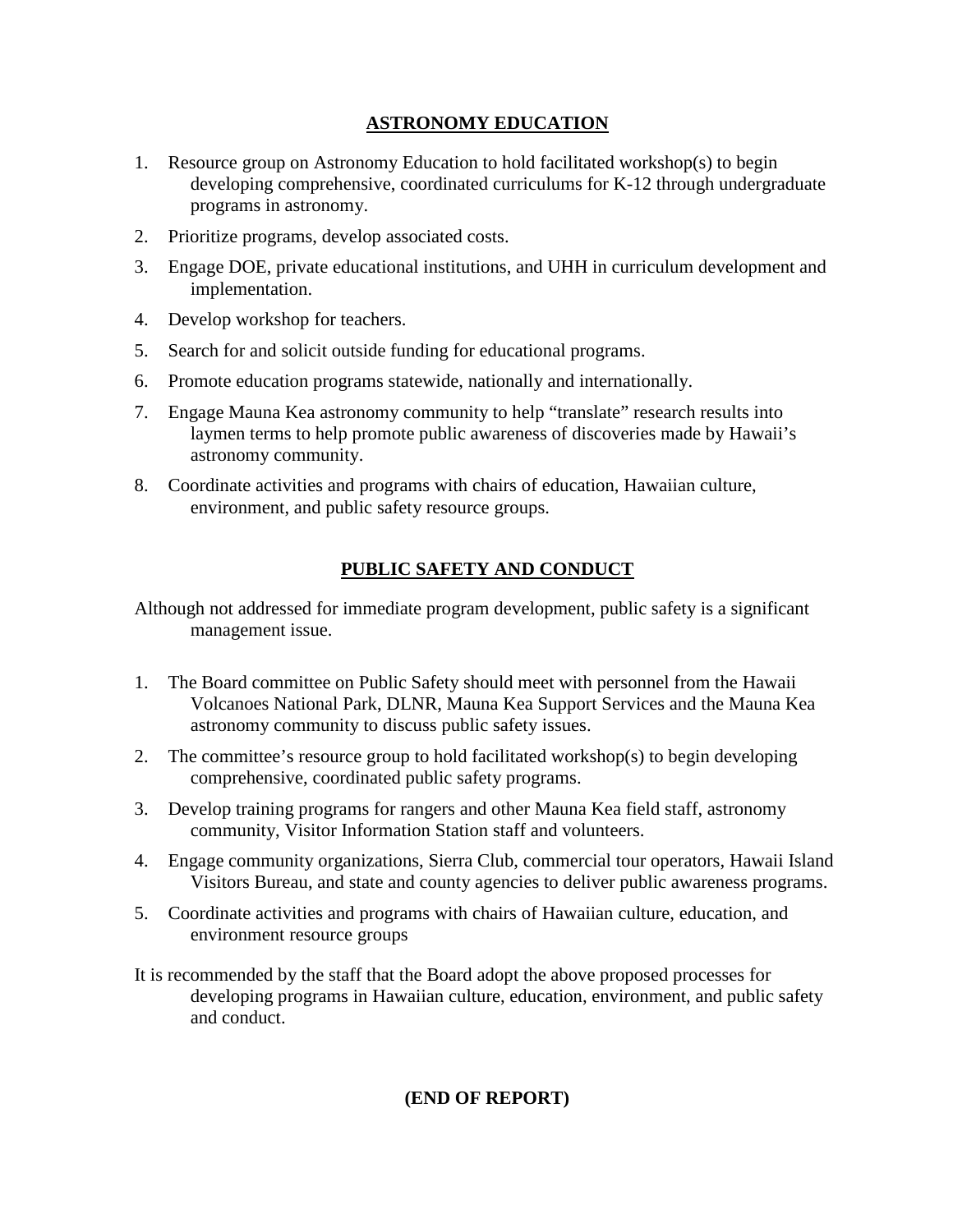## ASTRONOMY EDUCATION

1. Resource group on Astronomy Education to hold facilitated workshop(s) to begin developing comprehensive, coordinated curriculums for K-12 through undergraduate programs in astronomy.
2. Prioritize programs, develop associated costs.
3. Engage DOE, private educational institutions, and UHH in curriculum development and implementation.
4. Develop workshop for teachers.
5. Search for and solicit outside funding for educational programs.
6. Promote education programs statewide, nationally and internationally.
7. Engage Mauna Kea astronomy community to help "translate" research results into laymen terms to help promote public awareness of discoveries made by Hawaii's astronomy community.
8. Coordinate activities and programs with chairs of education, Hawaiian culture, environment, and public safety resource groups.

## PUBLIC SAFETY AND CONDUCT

Although not addressed for immediate program development, public safety is a significant management issue.

1. The Board committee on Public Safety should meet with personnel from the Hawaii Volcanoes National Park, DLNR, Mauna Kea Support Services and the Mauna Kea astronomy community to discuss public safety issues.
2. The committee's resource group to hold facilitated workshop(s) to begin developing comprehensive, coordinated public safety programs.
3. Develop training programs for rangers and other Mauna Kea field staff, astronomy community, Visitor Information Station staff and volunteers.
4. Engage community organizations, Sierra Club, commercial tour operators, Hawaii Island Visitors Bureau, and state and county agencies to deliver public awareness programs.
5. Coordinate activities and programs with chairs of Hawaiian culture, education, and environment resource groups

It is recommended by the staff that the Board adopt the above proposed processes for developing programs in Hawaiian culture, education, environment, and public safety and conduct.

**(END OF REPORT)**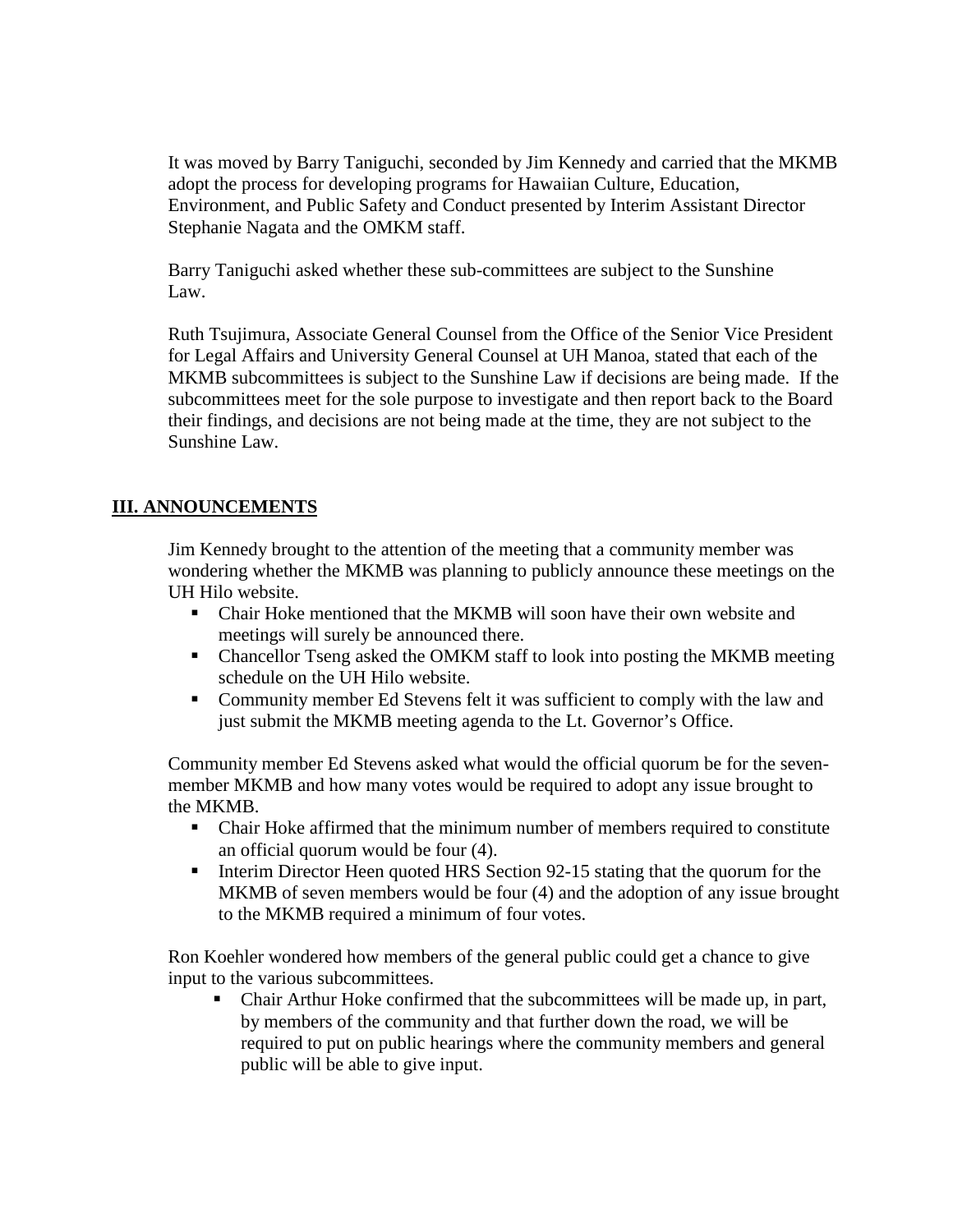It was moved by Barry Taniguchi, seconded by Jim Kennedy and carried that the MKMB adopt the process for developing programs for Hawaiian Culture, Education, Environment, and Public Safety and Conduct presented by Interim Assistant Director Stephanie Nagata and the OMKM staff.

Barry Taniguchi asked whether these sub-committees are subject to the Sunshine Law.

Ruth Tsujimura, Associate General Counsel from the Office of the Senior Vice President for Legal Affairs and University General Counsel at UH Manoa, stated that each of the MKMB subcommittees is subject to the Sunshine Law if decisions are being made. If the subcommittees meet for the sole purpose to investigate and then report back to the Board their findings, and decisions are not being made at the time, they are not subject to the Sunshine Law.

## III. ANNOUNCEMENTS

Jim Kennedy brought to the attention of the meeting that a community member was wondering whether the MKMB was planning to publicly announce these meetings on the UH Hilo website.

- Chair Hoke mentioned that the MKMB will soon have their own website and meetings will surely be announced there.
- Chancellor Tseng asked the OMKM staff to look into posting the MKMB meeting schedule on the UH Hilo website.
- Community member Ed Stevens felt it was sufficient to comply with the law and just submit the MKMB meeting agenda to the Lt. Governor's Office.

Community member Ed Stevens asked what would the official quorum be for the seven-member MKMB and how many votes would be required to adopt any issue brought to the MKMB.

- Chair Hoke affirmed that the minimum number of members required to constitute an official quorum would be four (4).
- Interim Director Heen quoted HRS Section 92-15 stating that the quorum for the MKMB of seven members would be four (4) and the adoption of any issue brought to the MKMB required a minimum of four votes.

Ron Koehler wondered how members of the general public could get a chance to give input to the various subcommittees.

- Chair Arthur Hoke confirmed that the subcommittees will be made up, in part, by members of the community and that further down the road, we will be required to put on public hearings where the community members and general public will be able to give input.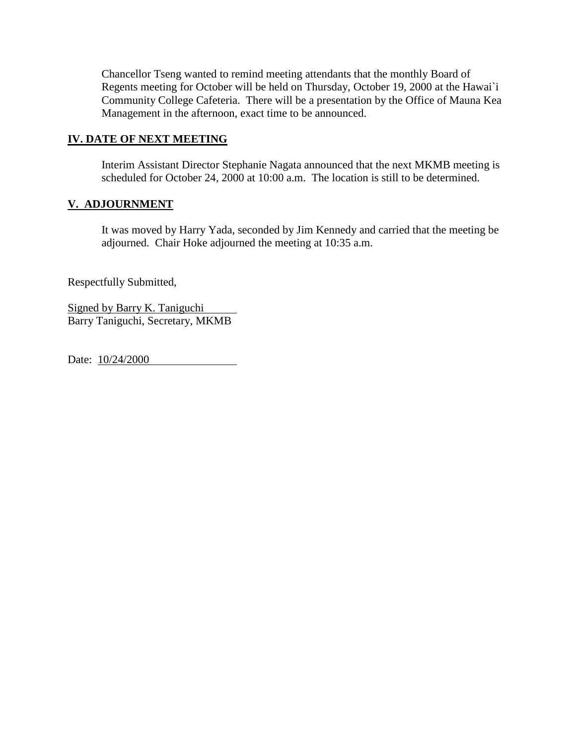Chancellor Tseng wanted to remind meeting attendants that the monthly Board of Regents meeting for October will be held on Thursday, October 19, 2000 at the Hawai`i Community College Cafeteria. There will be a presentation by the Office of Mauna Kea Management in the afternoon, exact time to be announced.

## IV. DATE OF NEXT MEETING

Interim Assistant Director Stephanie Nagata announced that the next MKMB meeting is scheduled for October 24, 2000 at 10:00 a.m. The location is still to be determined.

## V. ADJOURNMENT

It was moved by Harry Yada, seconded by Jim Kennedy and carried that the meeting be adjourned. Chair Hoke adjourned the meeting at 10:35 a.m.

Respectfully Submitted,

Signed by Barry K. Taniguchi
Barry Taniguchi, Secretary, MKMB

Date: 10/24/2000